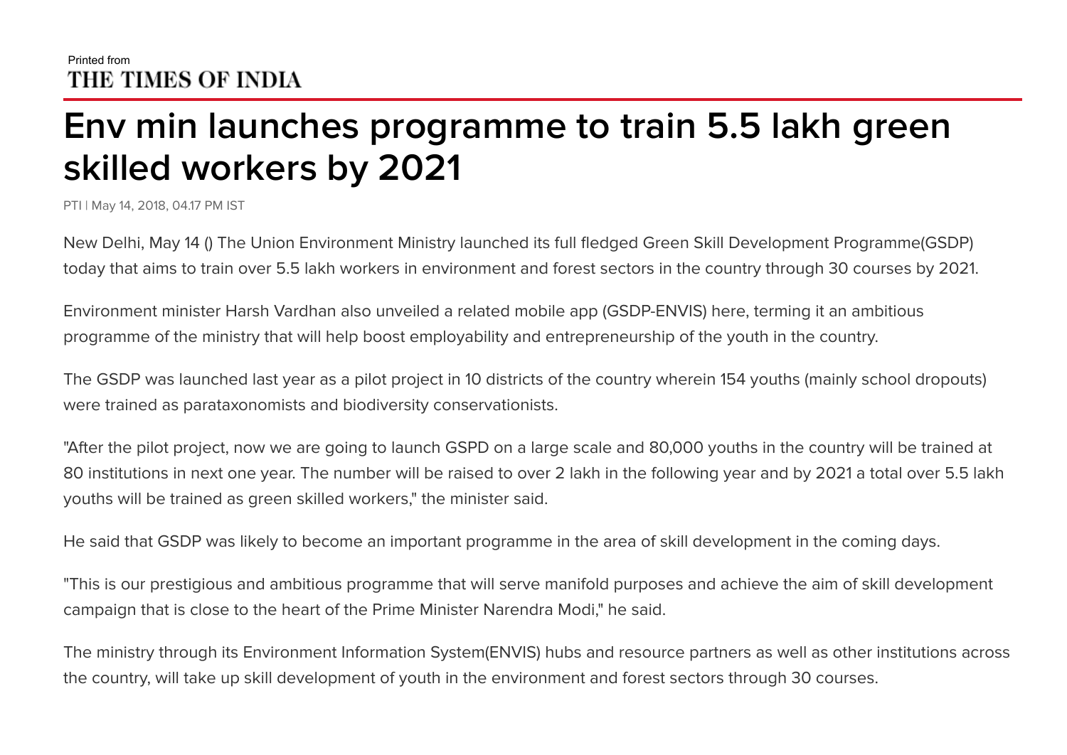Printed from
THE TIMES OF INDIA

# Env min launches programme to train 5.5 lakh green skilled workers by 2021

PTI | May 14, 2018, 04.17 PM IST

New Delhi, May 14 () The Union Environment Ministry launched its full fledged Green Skill Development Programme(GSDP) today that aims to train over 5.5 lakh workers in environment and forest sectors in the country through 30 courses by 2021.

Environment minister Harsh Vardhan also unveiled a related mobile app (GSDP-ENVIS) here, terming it an ambitious programme of the ministry that will help boost employability and entrepreneurship of the youth in the country.

The GSDP was launched last year as a pilot project in 10 districts of the country wherein 154 youths (mainly school dropouts) were trained as parataxonomists and biodiversity conservationists.

"After the pilot project, now we are going to launch GSPD on a large scale and 80,000 youths in the country will be trained at 80 institutions in next one year. The number will be raised to over 2 lakh in the following year and by 2021 a total over 5.5 lakh youths will be trained as green skilled workers," the minister said.

He said that GSDP was likely to become an important programme in the area of skill development in the coming days.

"This is our prestigious and ambitious programme that will serve manifold purposes and achieve the aim of skill development campaign that is close to the heart of the Prime Minister Narendra Modi," he said.

The ministry through its Environment Information System(ENVIS) hubs and resource partners as well as other institutions across the country, will take up skill development of youth in the environment and forest sectors through 30 courses.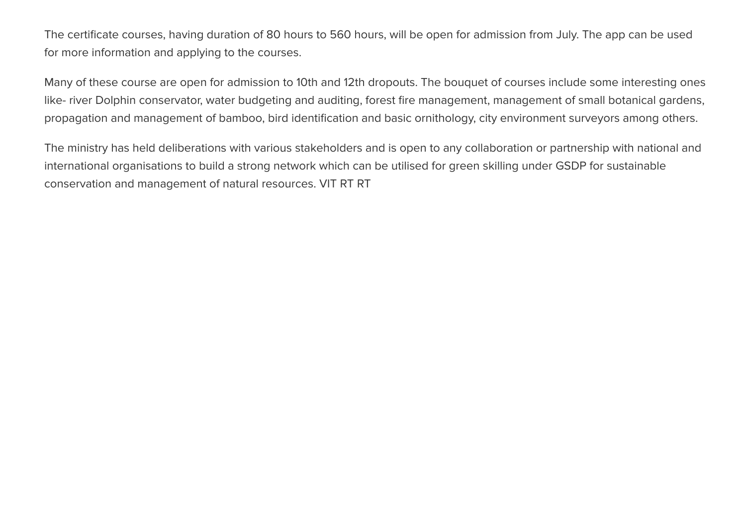The certificate courses, having duration of 80 hours to 560 hours, will be open for admission from July. The app can be used for more information and applying to the courses.

Many of these course are open for admission to 10th and 12th dropouts. The bouquet of courses include some interesting ones like- river Dolphin conservator, water budgeting and auditing, forest fire management, management of small botanical gardens, propagation and management of bamboo, bird identification and basic ornithology, city environment surveyors among others.

The ministry has held deliberations with various stakeholders and is open to any collaboration or partnership with national and international organisations to build a strong network which can be utilised for green skilling under GSDP for sustainable conservation and management of natural resources. VIT RT RT